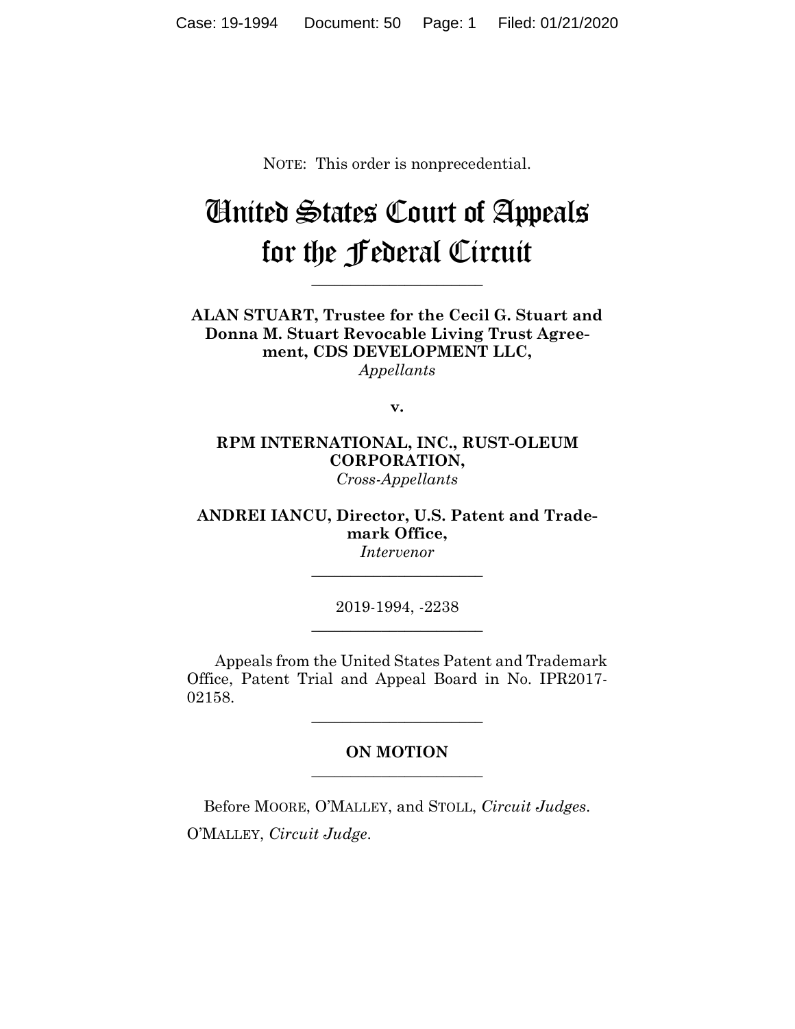NOTE: This order is nonprecedential.

# United States Court of Appeals for the Federal Circuit

---

**ALAN STUART, Trustee for the Cecil G. Stuart and Donna M. Stuart Revocable Living Trust Agreement, CDS DEVELOPMENT LLC,**
*Appellants*

**v.**

**RPM INTERNATIONAL, INC., RUST-OLEUM CORPORATION,**
*Cross-Appellants*

**ANDREI IANCU, Director, U.S. Patent and Trademark Office,**
*Intervenor*

---

2019-1994, -2238

---

Appeals from the United States Patent and Trademark Office, Patent Trial and Appeal Board in No. IPR2017-02158.

---

**ON MOTION**

---

Before MOORE, O'MALLEY, and STOLL, *Circuit Judges*.

O'MALLEY, *Circuit Judge*.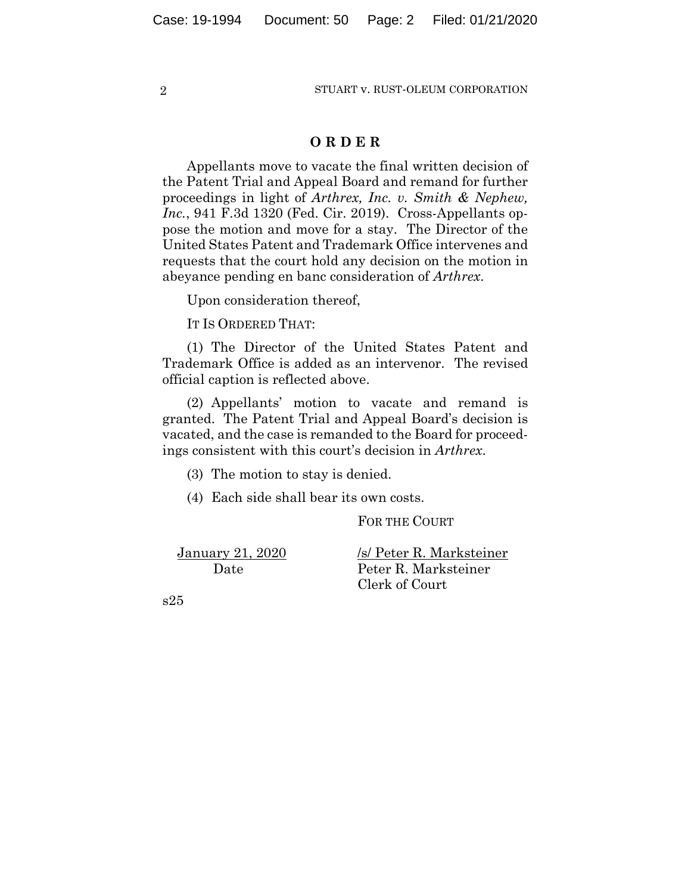**O R D E R**

Appellants move to vacate the final written decision of the Patent Trial and Appeal Board and remand for further proceedings in light of *Arthrex, Inc. v. Smith & Nephew, Inc.*, 941 F.3d 1320 (Fed. Cir. 2019). Cross-Appellants oppose the motion and move for a stay. The Director of the United States Patent and Trademark Office intervenes and requests that the court hold any decision on the motion in abeyance pending en banc consideration of *Arthrex*.

Upon consideration thereof,

IT IS ORDERED THAT:

(1) The Director of the United States Patent and Trademark Office is added as an intervenor. The revised official caption is reflected above.

(2) Appellants' motion to vacate and remand is granted. The Patent Trial and Appeal Board's decision is vacated, and the case is remanded to the Board for proceedings consistent with this court's decision in *Arthrex*.

(3) The motion to stay is denied.

(4) Each side shall bear its own costs.

FOR THE COURT

January 21, 2020
Date

/s/ Peter R. Marksteiner
Peter R. Marksteiner
Clerk of Court

s25